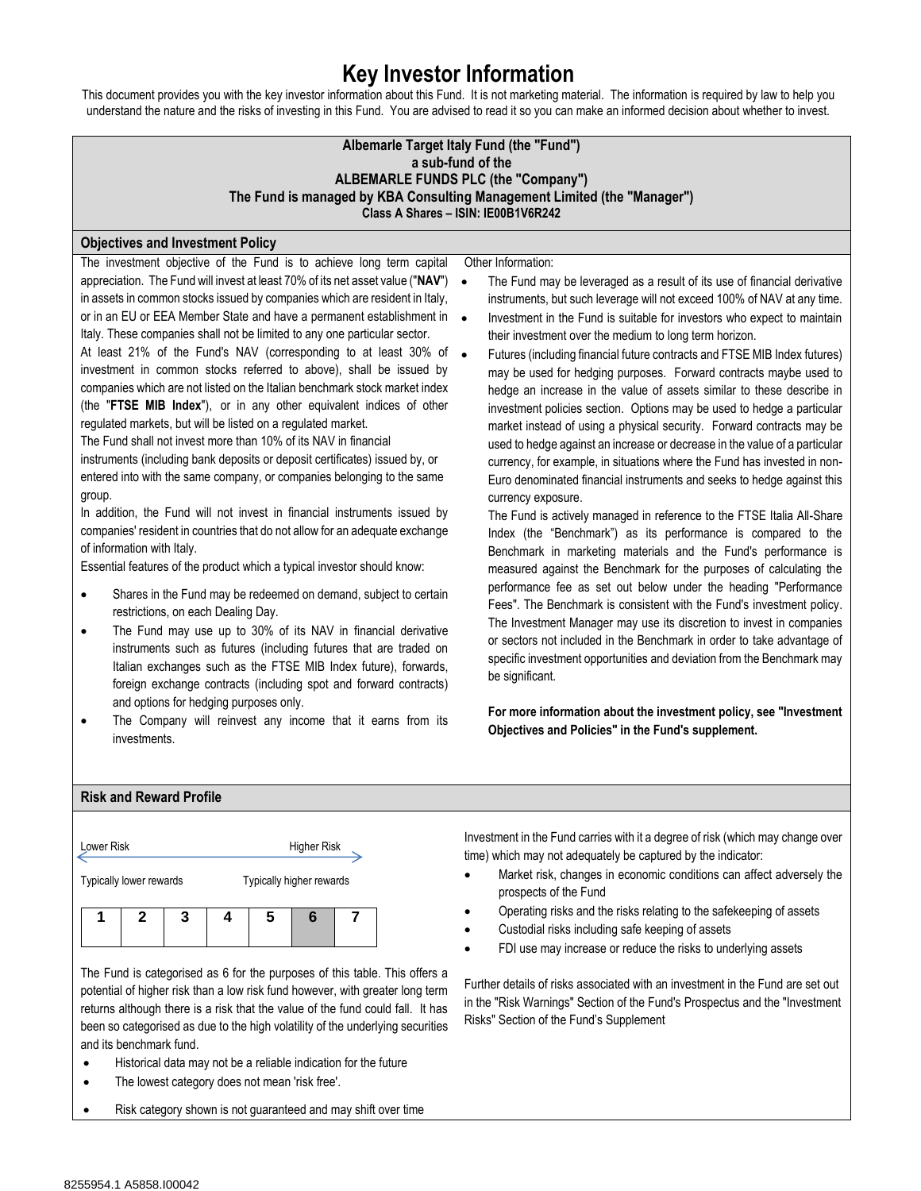# Key Investor Information

This document provides you with the key investor information about this Fund. It is not marketing material. The information is required by law to help you understand the nature and the risks of investing in this Fund. You are advised to read it so you can make an informed decision about whether to invest.

**Albemarle Target Italy Fund (the "Fund")**
**a sub-fund of the**
**ALBEMARLE FUNDS PLC (the "Company")**
**The Fund is managed by KBA Consulting Management Limited (the "Manager")**
**Class A Shares – ISIN: IE00B1V6R242**

## Objectives and Investment Policy

The investment objective of the Fund is to achieve long term capital appreciation. The Fund will invest at least 70% of its net asset value ("**NAV**") in assets in common stocks issued by companies which are resident in Italy, or in an EU or EEA Member State and have a permanent establishment in Italy. These companies shall not be limited to any one particular sector.

At least 21% of the Fund's NAV (corresponding to at least 30% of investment in common stocks referred to above), shall be issued by companies which are not listed on the Italian benchmark stock market index (the "**FTSE MIB Index**"), or in any other equivalent indices of other regulated markets, but will be listed on a regulated market.

The Fund shall not invest more than 10% of its NAV in financial instruments (including bank deposits or deposit certificates) issued by, or entered into with the same company, or companies belonging to the same group.

In addition, the Fund will not invest in financial instruments issued by companies' resident in countries that do not allow for an adequate exchange of information with Italy.

Essential features of the product which a typical investor should know:

- Shares in the Fund may be redeemed on demand, subject to certain restrictions, on each Dealing Day.
- The Fund may use up to 30% of its NAV in financial derivative instruments such as futures (including futures that are traded on Italian exchanges such as the FTSE MIB Index future), forwards, foreign exchange contracts (including spot and forward contracts) and options for hedging purposes only.
- The Company will reinvest any income that it earns from its investments.

Other Information:

- The Fund may be leveraged as a result of its use of financial derivative instruments, but such leverage will not exceed 100% of NAV at any time.
- Investment in the Fund is suitable for investors who expect to maintain their investment over the medium to long term horizon.
- Futures (including financial future contracts and FTSE MIB Index futures) may be used for hedging purposes. Forward contracts maybe used to hedge an increase in the value of assets similar to these describe in investment policies section. Options may be used to hedge a particular market instead of using a physical security. Forward contracts may be used to hedge against an increase or decrease in the value of a particular currency, for example, in situations where the Fund has invested in non-Euro denominated financial instruments and seeks to hedge against this currency exposure.

  The Fund is actively managed in reference to the FTSE Italia All-Share Index (the "Benchmark") as its performance is compared to the Benchmark in marketing materials and the Fund's performance is measured against the Benchmark for the purposes of calculating the performance fee as set out below under the heading "Performance Fees". The Benchmark is consistent with the Fund's investment policy. The Investment Manager may use its discretion to invest in companies or sectors not included in the Benchmark in order to take advantage of specific investment opportunities and deviation from the Benchmark may be significant.

  **For more information about the investment policy, see "Investment Objectives and Policies" in the Fund's supplement.**

## Risk and Reward Profile

Lower Risk → Higher Risk

Typically lower rewards — Typically higher rewards

| 1 | 2 | 3 | 4 | 5 | **6** | 7 |
|---|---|---|---|---|---|---|

The Fund is categorised as 6 for the purposes of this table. This offers a potential of higher risk than a low risk fund however, with greater long term returns although there is a risk that the value of the fund could fall. It has been so categorised as due to the high volatility of the underlying securities and its benchmark fund.

- Historical data may not be a reliable indication for the future
- The lowest category does not mean 'risk free'.
- Risk category shown is not guaranteed and may shift over time

Investment in the Fund carries with it a degree of risk (which may change over time) which may not adequately be captured by the indicator:

- Market risk, changes in economic conditions can affect adversely the prospects of the Fund
- Operating risks and the risks relating to the safekeeping of assets
- Custodial risks including safe keeping of assets
- FDI use may increase or reduce the risks to underlying assets

Further details of risks associated with an investment in the Fund are set out in the "Risk Warnings" Section of the Fund's Prospectus and the "Investment Risks" Section of the Fund's Supplement

8255954.1 A5858.I00042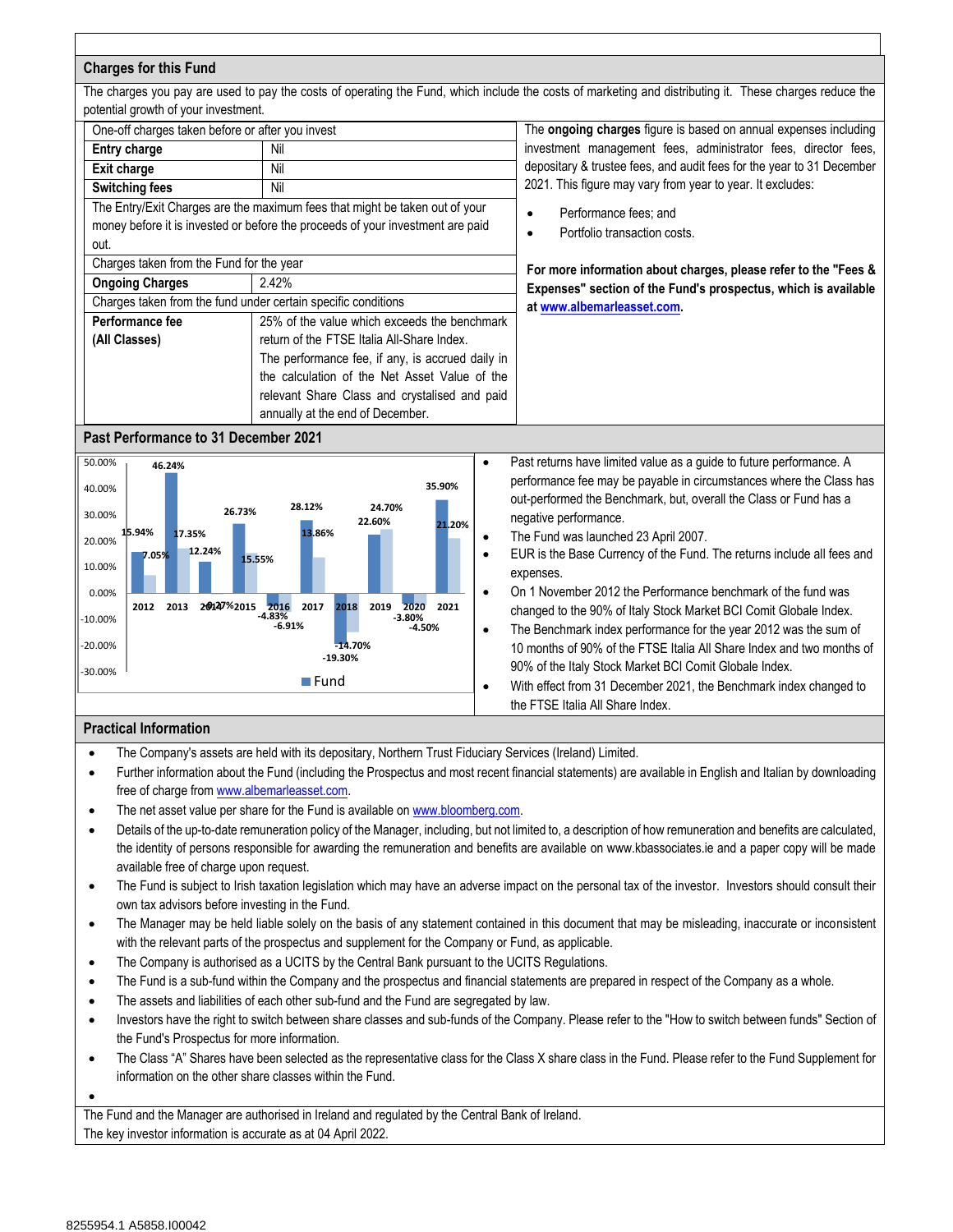## Charges for this Fund

The charges you pay are used to pay the costs of operating the Fund, which include the costs of marketing and distributing it. These charges reduce the potential growth of your investment.

| One-off charges taken before or after you invest | |
|---|---|
| **Entry charge** | Nil |
| **Exit charge** | Nil |
| **Switching fees** | Nil |
| The Entry/Exit Charges are the maximum fees that might be taken out of your money before it is invested or before the proceeds of your investment are paid out. | |
| Charges taken from the Fund for the year | |
| **Ongoing Charges** | 2.42% |
| Charges taken from the fund under certain specific conditions | |
| **Performance fee (All Classes)** | 25% of the value which exceeds the benchmark return of the FTSE Italia All-Share Index. The performance fee, if any, is accrued daily in the calculation of the Net Asset Value of the relevant Share Class and crystalised and paid annually at the end of December. |

The **ongoing charges** figure is based on annual expenses including investment management fees, administrator fees, director fees, depositary & trustee fees, and audit fees for the year to 31 December 2021. This figure may vary from year to year. It excludes:

- Performance fees; and
- Portfolio transaction costs.

**For more information about charges, please refer to the "Fees & Expenses" section of the Fund's prospectus, which is available at www.albemarleasset.com.**

## Past Performance to 31 December 2021

50.00%
40.00%
30.00%
20.00%
10.00%
0.00%
-10.00%
-20.00%
-30.00%

2012 2013 2014 2015 2016 2017 2018 2019 2020 2021

15.94% 7.05% 46.24% 17.35% 12.24% 0.27% 26.73% 15.55% -4.83% -6.91% 28.12% 13.86% -14.70% -19.30% 22.60% 24.70% -3.80% -4.50% 35.90% 21.20%

Fund

- Past returns have limited value as a guide to future performance. A performance fee may be payable in circumstances where the Class has out-performed the Benchmark, but, overall the Class or Fund has a negative performance.
- The Fund was launched 23 April 2007.
- EUR is the Base Currency of the Fund. The returns include all fees and expenses.
- On 1 November 2012 the Performance benchmark of the fund was changed to the 90% of Italy Stock Market BCI Comit Globale Index.
- The Benchmark index performance for the year 2012 was the sum of 10 months of 90% of the FTSE Italia All Share Index and two months of 90% of the Italy Stock Market BCI Comit Globale Index.
- With effect from 31 December 2021, the Benchmark index changed to the FTSE Italia All Share Index.

## Practical Information

- The Company's assets are held with its depositary, Northern Trust Fiduciary Services (Ireland) Limited.
- Further information about the Fund (including the Prospectus and most recent financial statements) are available in English and Italian by downloading free of charge from www.albemarleasset.com.
- The net asset value per share for the Fund is available on www.bloomberg.com.
- Details of the up-to-date remuneration policy of the Manager, including, but not limited to, a description of how remuneration and benefits are calculated, the identity of persons responsible for awarding the remuneration and benefits are available on www.kbassociates.ie and a paper copy will be made available free of charge upon request.
- The Fund is subject to Irish taxation legislation which may have an adverse impact on the personal tax of the investor. Investors should consult their own tax advisors before investing in the Fund.
- The Manager may be held liable solely on the basis of any statement contained in this document that may be misleading, inaccurate or inconsistent with the relevant parts of the prospectus and supplement for the Company or Fund, as applicable.
- The Company is authorised as a UCITS by the Central Bank pursuant to the UCITS Regulations.
- The Fund is a sub-fund within the Company and the prospectus and financial statements are prepared in respect of the Company as a whole.
- The assets and liabilities of each other sub-fund and the Fund are segregated by law.
- Investors have the right to switch between share classes and sub-funds of the Company. Please refer to the "How to switch between funds" Section of the Fund's Prospectus for more information.
- The Class "A" Shares have been selected as the representative class for the Class X share class in the Fund. Please refer to the Fund Supplement for information on the other share classes within the Fund.

The Fund and the Manager are authorised in Ireland and regulated by the Central Bank of Ireland.
The key investor information is accurate as at 04 April 2022.

8255954.1 A5858.I00042